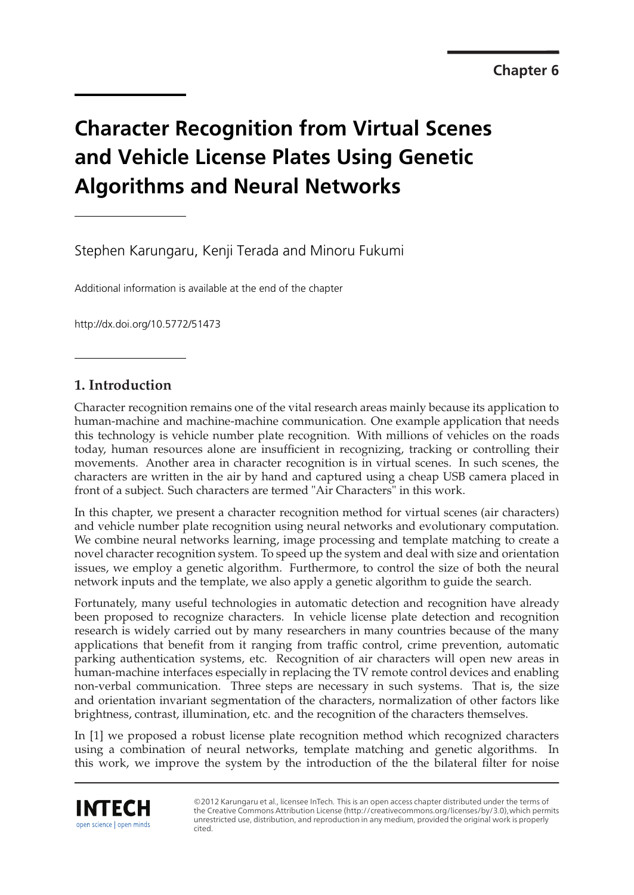Chapter 6

# Character Recognition from Virtual Scenes and Vehicle License Plates Using Genetic Algorithms and Neural Networks

Stephen Karungaru, Kenji Terada and Minoru Fukumi

Additional information is available at the end of the chapter

http://dx.doi.org/10.5772/51473

## 1. Introduction

Character recognition remains one of the vital research areas mainly because its application to human-machine and machine-machine communication. One example application that needs this technology is vehicle number plate recognition. With millions of vehicles on the roads today, human resources alone are insufficient in recognizing, tracking or controlling their movements. Another area in character recognition is in virtual scenes. In such scenes, the characters are written in the air by hand and captured using a cheap USB camera placed in front of a subject. Such characters are termed "Air Characters" in this work.

In this chapter, we present a character recognition method for virtual scenes (air characters) and vehicle number plate recognition using neural networks and evolutionary computation. We combine neural networks learning, image processing and template matching to create a novel character recognition system. To speed up the system and deal with size and orientation issues, we employ a genetic algorithm. Furthermore, to control the size of both the neural network inputs and the template, we also apply a genetic algorithm to guide the search.

Fortunately, many useful technologies in automatic detection and recognition have already been proposed to recognize characters. In vehicle license plate detection and recognition research is widely carried out by many researchers in many countries because of the many applications that benefit from it ranging from traffic control, crime prevention, automatic parking authentication systems, etc. Recognition of air characters will open new areas in human-machine interfaces especially in replacing the TV remote control devices and enabling non-verbal communication. Three steps are necessary in such systems. That is, the size and orientation invariant segmentation of the characters, normalization of other factors like brightness, contrast, illumination, etc. and the recognition of the characters themselves.

In [1] we proposed a robust license plate recognition method which recognized characters using a combination of neural networks, template matching and genetic algorithms. In this work, we improve the system by the introduction of the the bilateral filter for noise

©2012 Karungaru et al., licensee InTech. This is an open access chapter distributed under the terms of the Creative Commons Attribution License (http://creativecommons.org/licenses/by/3.0),which permits unrestricted use, distribution, and reproduction in any medium, provided the original work is properly cited.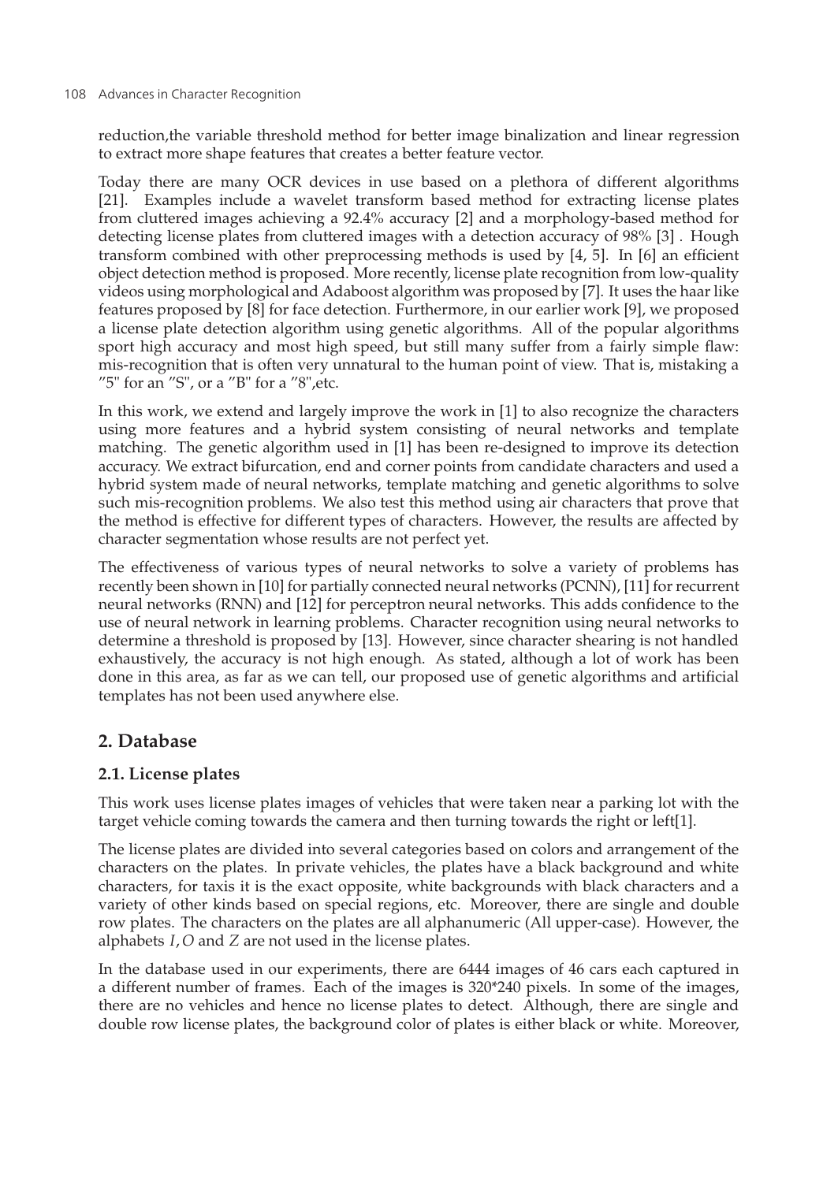reduction,the variable threshold method for better image binalization and linear regression to extract more shape features that creates a better feature vector.

Today there are many OCR devices in use based on a plethora of different algorithms [21]. Examples include a wavelet transform based method for extracting license plates from cluttered images achieving a 92.4% accuracy [2] and a morphology-based method for detecting license plates from cluttered images with a detection accuracy of 98% [3] . Hough transform combined with other preprocessing methods is used by [4, 5]. In [6] an efficient object detection method is proposed. More recently, license plate recognition from low-quality videos using morphological and Adaboost algorithm was proposed by [7]. It uses the haar like features proposed by [8] for face detection. Furthermore, in our earlier work [9], we proposed a license plate detection algorithm using genetic algorithms. All of the popular algorithms sport high accuracy and most high speed, but still many suffer from a fairly simple flaw: mis-recognition that is often very unnatural to the human point of view. That is, mistaking a "5" for an "S", or a "B" for a "8",etc.

In this work, we extend and largely improve the work in [1] to also recognize the characters using more features and a hybrid system consisting of neural networks and template matching. The genetic algorithm used in [1] has been re-designed to improve its detection accuracy. We extract bifurcation, end and corner points from candidate characters and used a hybrid system made of neural networks, template matching and genetic algorithms to solve such mis-recognition problems. We also test this method using air characters that prove that the method is effective for different types of characters. However, the results are affected by character segmentation whose results are not perfect yet.

The effectiveness of various types of neural networks to solve a variety of problems has recently been shown in [10] for partially connected neural networks (PCNN), [11] for recurrent neural networks (RNN) and [12] for perceptron neural networks. This adds confidence to the use of neural network in learning problems. Character recognition using neural networks to determine a threshold is proposed by [13]. However, since character shearing is not handled exhaustively, the accuracy is not high enough. As stated, although a lot of work has been done in this area, as far as we can tell, our proposed use of genetic algorithms and artificial templates has not been used anywhere else.

## 2. Database

### 2.1. License plates

This work uses license plates images of vehicles that were taken near a parking lot with the target vehicle coming towards the camera and then turning towards the right or left[1].

The license plates are divided into several categories based on colors and arrangement of the characters on the plates. In private vehicles, the plates have a black background and white characters, for taxis it is the exact opposite, white backgrounds with black characters and a variety of other kinds based on special regions, etc. Moreover, there are single and double row plates. The characters on the plates are all alphanumeric (All upper-case). However, the alphabets $I, O$ and $Z$ are not used in the license plates.

In the database used in our experiments, there are 6444 images of 46 cars each captured in a different number of frames. Each of the images is 320*240 pixels. In some of the images, there are no vehicles and hence no license plates to detect. Although, there are single and double row license plates, the background color of plates is either black or white. Moreover,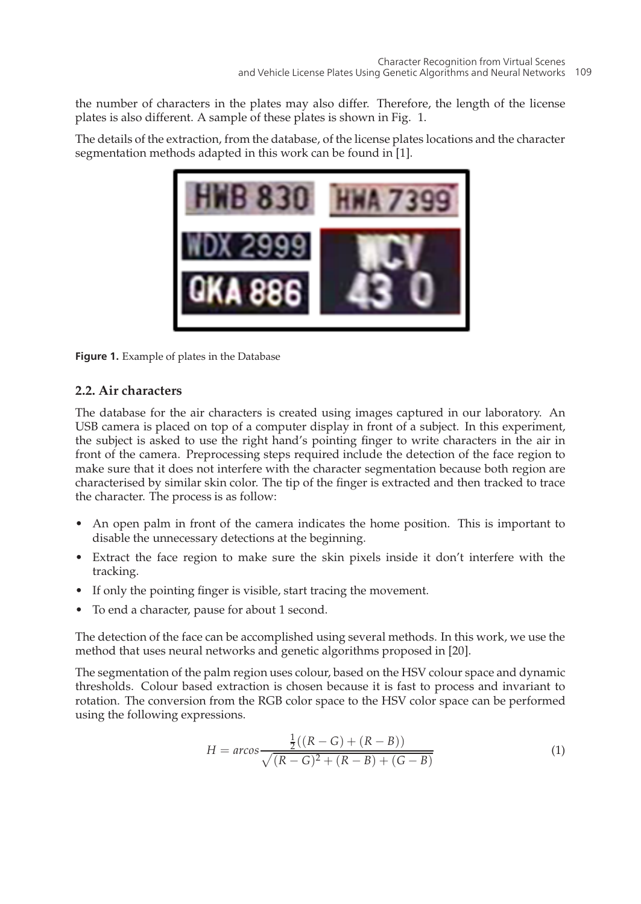the number of characters in the plates may also differ. Therefore, the length of the license plates is also different. A sample of these plates is shown in Fig. 1.

The details of the extraction, from the database, of the license plates locations and the character segmentation methods adapted in this work can be found in [1].

**Figure 1.** Example of plates in the Database

## 2.2. Air characters

The database for the air characters is created using images captured in our laboratory. An USB camera is placed on top of a computer display in front of a subject. In this experiment, the subject is asked to use the right hand's pointing finger to write characters in the air in front of the camera. Preprocessing steps required include the detection of the face region to make sure that it does not interfere with the character segmentation because both region are characterised by similar skin color. The tip of the finger is extracted and then tracked to trace the character. The process is as follow:

- An open palm in front of the camera indicates the home position. This is important to disable the unnecessary detections at the beginning.
- Extract the face region to make sure the skin pixels inside it don't interfere with the tracking.
- If only the pointing finger is visible, start tracing the movement.
- To end a character, pause for about 1 second.

The detection of the face can be accomplished using several methods. In this work, we use the method that uses neural networks and genetic algorithms proposed in [20].

The segmentation of the palm region uses colour, based on the HSV colour space and dynamic thresholds. Colour based extraction is chosen because it is fast to process and invariant to rotation. The conversion from the RGB color space to the HSV color space can be performed using the following expressions.

$$H = arcos \frac{\frac{1}{2}((R-G)+(R-B))}{\sqrt{(R-G)^2+(R-B)+(G-B)}} \tag{1}$$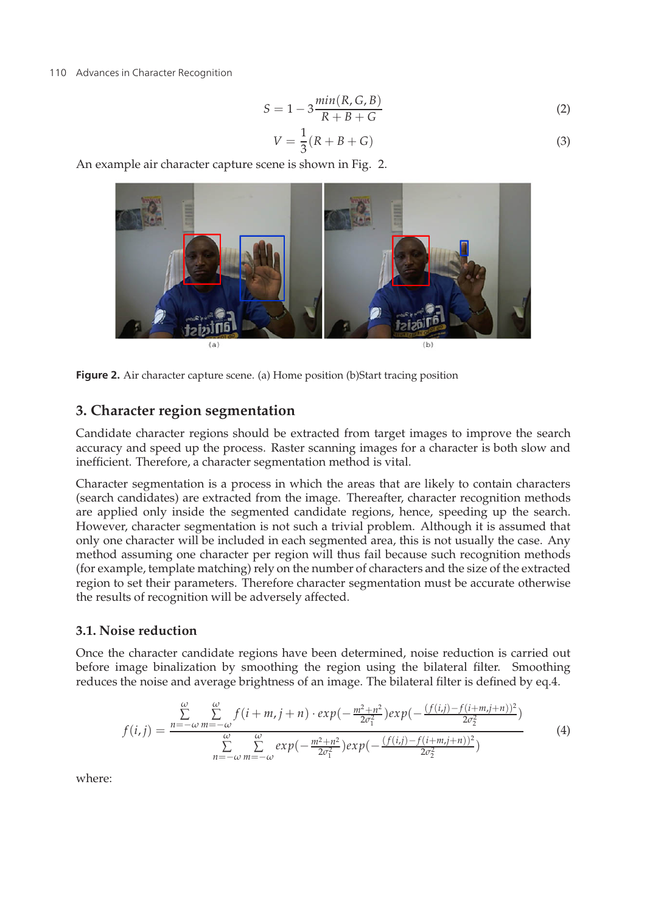$$S = 1 - 3\frac{min(R,G,B)}{R+B+G} \tag{2}$$

$$V = \frac{1}{3}(R+B+G) \tag{3}$$

An example air character capture scene is shown in Fig. 2.

**Figure 2.** Air character capture scene. (a) Home position (b)Start tracing position

## 3. Character region segmentation

Candidate character regions should be extracted from target images to improve the search accuracy and speed up the process. Raster scanning images for a character is both slow and inefficient. Therefore, a character segmentation method is vital.

Character segmentation is a process in which the areas that are likely to contain characters (search candidates) are extracted from the image. Thereafter, character recognition methods are applied only inside the segmented candidate regions, hence, speeding up the search. However, character segmentation is not such a trivial problem. Although it is assumed that only one character will be included in each segmented area, this is not usually the case. Any method assuming one character per region will thus fail because such recognition methods (for example, template matching) rely on the number of characters and the size of the extracted region to set their parameters. Therefore character segmentation must be accurate otherwise the results of recognition will be adversely affected.

### 3.1. Noise reduction

Once the character candidate regions have been determined, noise reduction is carried out before image binalization by smoothing the region using the bilateral filter. Smoothing reduces the noise and average brightness of an image. The bilateral filter is defined by eq.4.

$$f(i,j) = \frac{\sum_{n=-\omega}^{\omega}\sum_{m=-\omega}^{\omega} f(i+m,j+n)\cdot exp(-\frac{m^2+n^2}{2\sigma_1^2})exp(-\frac{(f(i,j)-f(i+m,j+n))^2}{2\sigma_2^2})}{\sum_{n=-\omega}^{\omega}\sum_{m=-\omega}^{\omega} exp(-\frac{m^2+n^2}{2\sigma_1^2})exp(-\frac{(f(i,j)-f(i+m,j+n))^2}{2\sigma_2^2})} \tag{4}$$

where: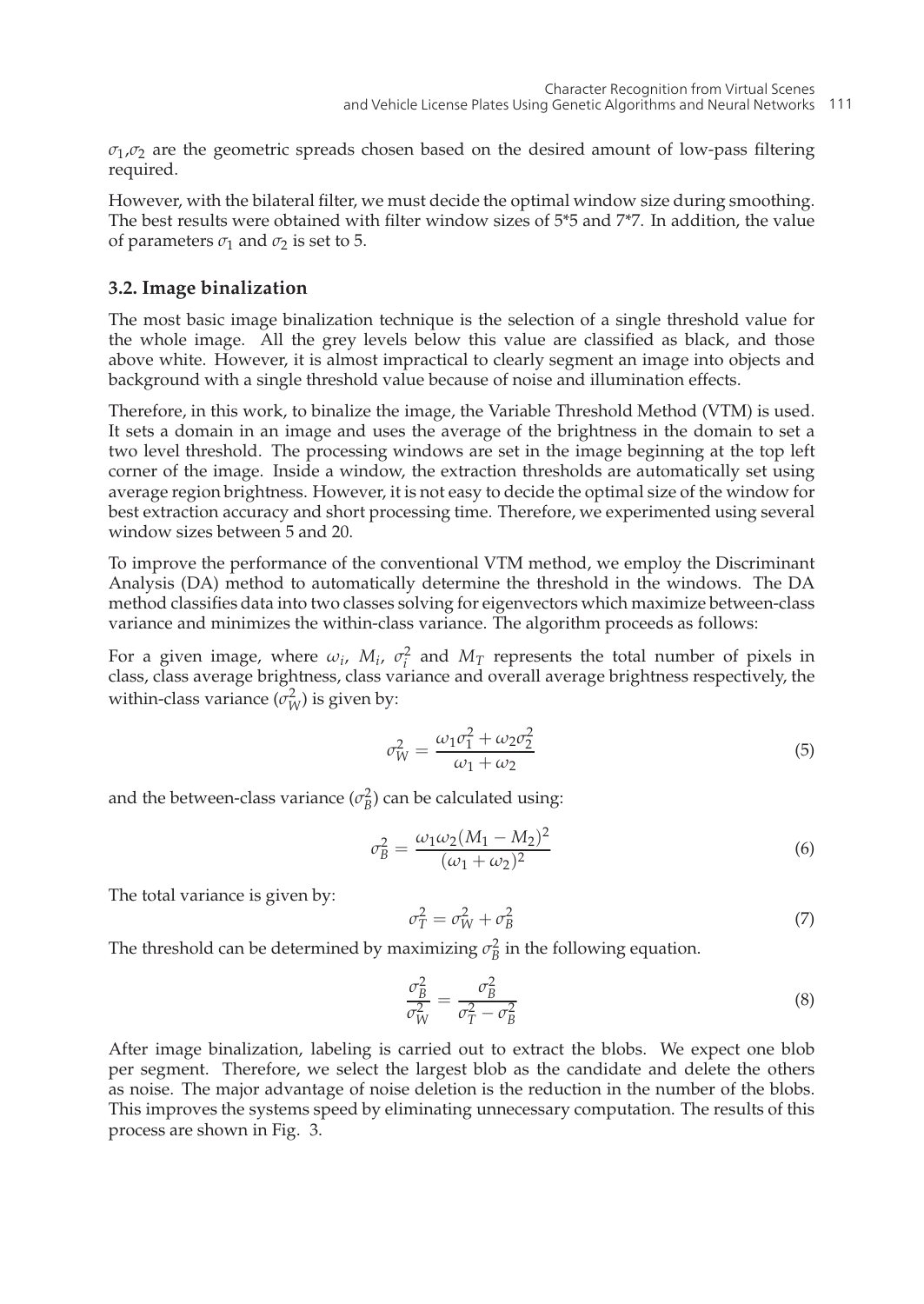$\sigma_1$,$\sigma_2$ are the geometric spreads chosen based on the desired amount of low-pass filtering required.

However, with the bilateral filter, we must decide the optimal window size during smoothing. The best results were obtained with filter window sizes of 5*5 and 7*7. In addition, the value of parameters $\sigma_1$ and $\sigma_2$ is set to 5.

### 3.2. Image binalization

The most basic image binalization technique is the selection of a single threshold value for the whole image. All the grey levels below this value are classified as black, and those above white. However, it is almost impractical to clearly segment an image into objects and background with a single threshold value because of noise and illumination effects.

Therefore, in this work, to binalize the image, the Variable Threshold Method (VTM) is used. It sets a domain in an image and uses the average of the brightness in the domain to set a two level threshold. The processing windows are set in the image beginning at the top left corner of the image. Inside a window, the extraction thresholds are automatically set using average region brightness. However, it is not easy to decide the optimal size of the window for best extraction accuracy and short processing time. Therefore, we experimented using several window sizes between 5 and 20.

To improve the performance of the conventional VTM method, we employ the Discriminant Analysis (DA) method to automatically determine the threshold in the windows. The DA method classifies data into two classes solving for eigenvectors which maximize between-class variance and minimizes the within-class variance. The algorithm proceeds as follows:

For a given image, where $\omega_i$, $M_i$, $\sigma_i^2$ and $M_T$ represents the total number of pixels in class, class average brightness, class variance and overall average brightness respectively, the within-class variance ($\sigma_W^2$) is given by:

$$\sigma_W^2 = \frac{\omega_1 \sigma_1^2 + \omega_2 \sigma_2^2}{\omega_1 + \omega_2} \tag{5}$$

and the between-class variance ($\sigma_B^2$) can be calculated using:

$$\sigma_B^2 = \frac{\omega_1 \omega_2 (M_1 - M_2)^2}{(\omega_1 + \omega_2)^2} \tag{6}$$

The total variance is given by:

$$\sigma_T^2 = \sigma_W^2 + \sigma_B^2 \tag{7}$$

The threshold can be determined by maximizing $\sigma_B^2$ in the following equation.

$$\frac{\sigma_B^2}{\sigma_W^2} = \frac{\sigma_B^2}{\sigma_T^2 - \sigma_B^2} \tag{8}$$

After image binalization, labeling is carried out to extract the blobs. We expect one blob per segment. Therefore, we select the largest blob as the candidate and delete the others as noise. The major advantage of noise deletion is the reduction in the number of the blobs. This improves the systems speed by eliminating unnecessary computation. The results of this process are shown in Fig. 3.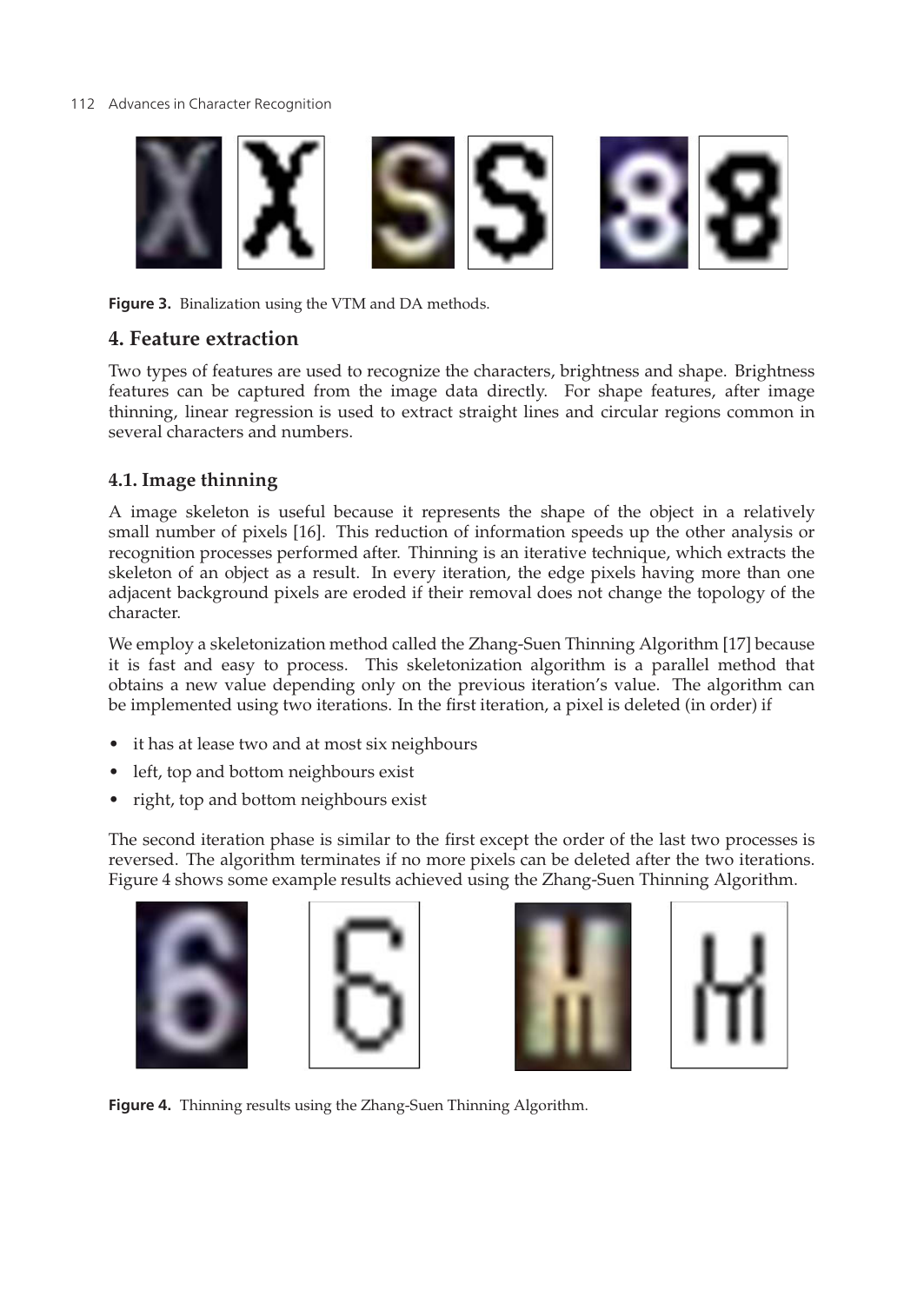**Figure 3.** Binalization using the VTM and DA methods.

## 4. Feature extraction

Two types of features are used to recognize the characters, brightness and shape. Brightness features can be captured from the image data directly. For shape features, after image thinning, linear regression is used to extract straight lines and circular regions common in several characters and numbers.

### 4.1. Image thinning

A image skeleton is useful because it represents the shape of the object in a relatively small number of pixels [16]. This reduction of information speeds up the other analysis or recognition processes performed after. Thinning is an iterative technique, which extracts the skeleton of an object as a result. In every iteration, the edge pixels having more than one adjacent background pixels are eroded if their removal does not change the topology of the character.

We employ a skeletonization method called the Zhang-Suen Thinning Algorithm [17] because it is fast and easy to process. This skeletonization algorithm is a parallel method that obtains a new value depending only on the previous iteration's value. The algorithm can be implemented using two iterations. In the first iteration, a pixel is deleted (in order) if

- it has at lease two and at most six neighbours
- left, top and bottom neighbours exist
- right, top and bottom neighbours exist

The second iteration phase is similar to the first except the order of the last two processes is reversed. The algorithm terminates if no more pixels can be deleted after the two iterations. Figure 4 shows some example results achieved using the Zhang-Suen Thinning Algorithm.

**Figure 4.** Thinning results using the Zhang-Suen Thinning Algorithm.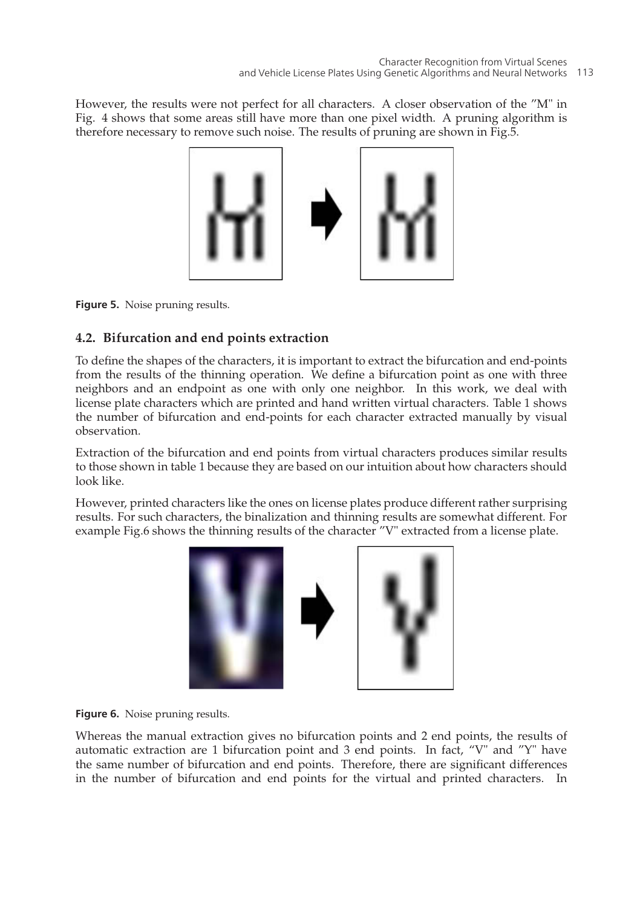However, the results were not perfect for all characters. A closer observation of the "M" in Fig. 4 shows that some areas still have more than one pixel width. A pruning algorithm is therefore necessary to remove such noise. The results of pruning are shown in Fig.5.

**Figure 5.** Noise pruning results.

### 4.2. Bifurcation and end points extraction

To define the shapes of the characters, it is important to extract the bifurcation and end-points from the results of the thinning operation. We define a bifurcation point as one with three neighbors and an endpoint as one with only one neighbor. In this work, we deal with license plate characters which are printed and hand written virtual characters. Table 1 shows the number of bifurcation and end-points for each character extracted manually by visual observation.

Extraction of the bifurcation and end points from virtual characters produces similar results to those shown in table 1 because they are based on our intuition about how characters should look like.

However, printed characters like the ones on license plates produce different rather surprising results. For such characters, the binalization and thinning results are somewhat different. For example Fig.6 shows the thinning results of the character "V" extracted from a license plate.

**Figure 6.** Noise pruning results.

Whereas the manual extraction gives no bifurcation points and 2 end points, the results of automatic extraction are 1 bifurcation point and 3 end points. In fact, "V" and "Y" have the same number of bifurcation and end points. Therefore, there are significant differences in the number of bifurcation and end points for the virtual and printed characters. In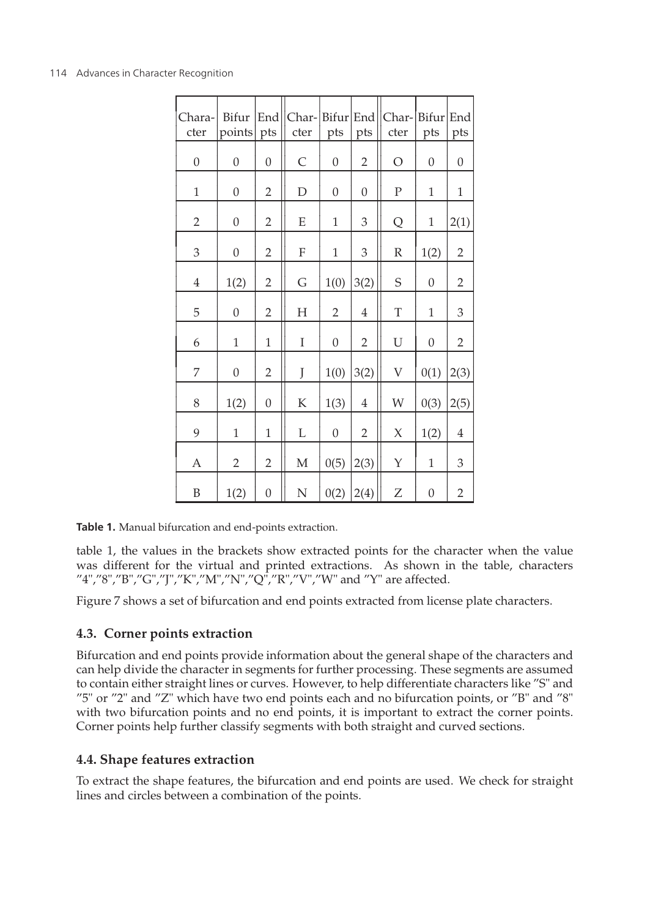| Chara-cter | Bifur points | End pts | Char-cter | Bifur pts | End pts | Char-cter | Bifur pts | End pts |
|---|---|---|---|---|---|---|---|---|
| 0 | 0 | 0 | C | 0 | 2 | O | 0 | 0 |
| 1 | 0 | 2 | D | 0 | 0 | P | 1 | 1 |
| 2 | 0 | 2 | E | 1 | 3 | Q | 1 | 2(1) |
| 3 | 0 | 2 | F | 1 | 3 | R | 1(2) | 2 |
| 4 | 1(2) | 2 | G | 1(0) | 3(2) | S | 0 | 2 |
| 5 | 0 | 2 | H | 2 | 4 | T | 1 | 3 |
| 6 | 1 | 1 | I | 0 | 2 | U | 0 | 2 |
| 7 | 0 | 2 | J | 1(0) | 3(2) | V | 0(1) | 2(3) |
| 8 | 1(2) | 0 | K | 1(3) | 4 | W | 0(3) | 2(5) |
| 9 | 1 | 1 | L | 0 | 2 | X | 1(2) | 4 |
| A | 2 | 2 | M | 0(5) | 2(3) | Y | 1 | 3 |
| B | 1(2) | 0 | N | 0(2) | 2(4) | Z | 0 | 2 |

**Table 1.** Manual bifurcation and end-points extraction.

table 1, the values in the brackets show extracted points for the character when the value was different for the virtual and printed extractions. As shown in the table, characters "4","8","B","G","J","K","M","N","Q","R","V","W" and "Y" are affected.

Figure 7 shows a set of bifurcation and end points extracted from license plate characters.

### 4.3. Corner points extraction

Bifurcation and end points provide information about the general shape of the characters and can help divide the character in segments for further processing. These segments are assumed to contain either straight lines or curves. However, to help differentiate characters like "S" and "5" or "2" and "Z" which have two end points each and no bifurcation points, or "B" and "8" with two bifurcation points and no end points, it is important to extract the corner points. Corner points help further classify segments with both straight and curved sections.

### 4.4. Shape features extraction

To extract the shape features, the bifurcation and end points are used. We check for straight lines and circles between a combination of the points.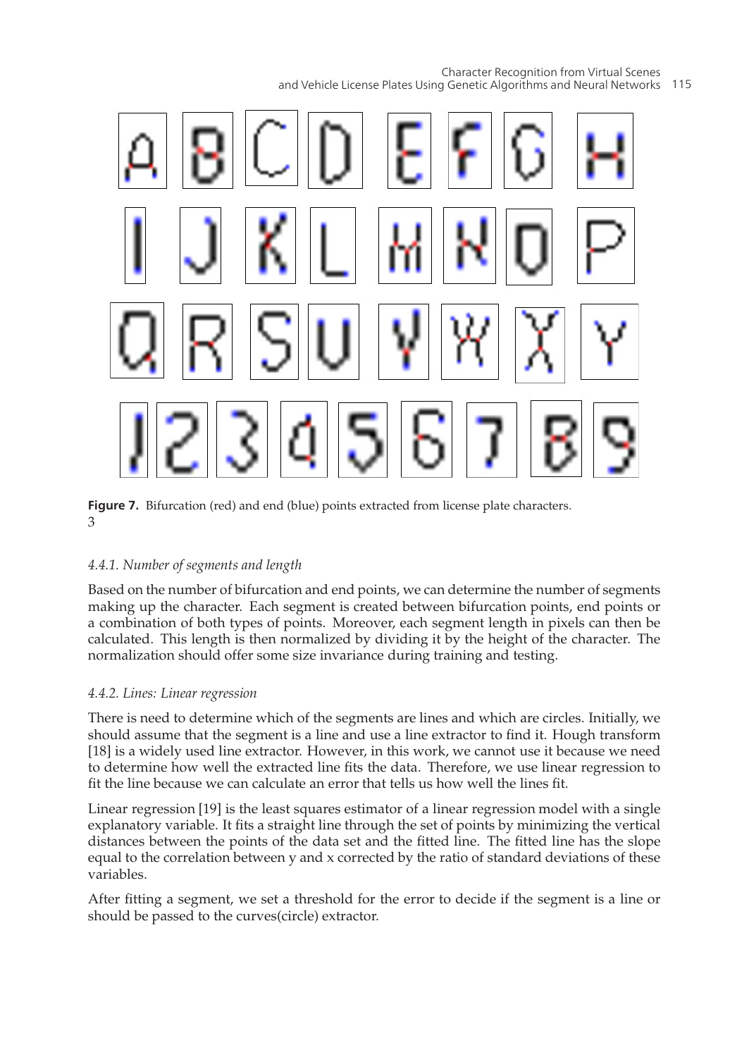**Figure 7.** Bifurcation (red) and end (blue) points extracted from license plate characters.
3

#### 4.4.1. Number of segments and length

Based on the number of bifurcation and end points, we can determine the number of segments making up the character. Each segment is created between bifurcation points, end points or a combination of both types of points. Moreover, each segment length in pixels can then be calculated. This length is then normalized by dividing it by the height of the character. The normalization should offer some size invariance during training and testing.

#### 4.4.2. Lines: Linear regression

There is need to determine which of the segments are lines and which are circles. Initially, we should assume that the segment is a line and use a line extractor to find it. Hough transform [18] is a widely used line extractor. However, in this work, we cannot use it because we need to determine how well the extracted line fits the data. Therefore, we use linear regression to fit the line because we can calculate an error that tells us how well the lines fit.

Linear regression [19] is the least squares estimator of a linear regression model with a single explanatory variable. It fits a straight line through the set of points by minimizing the vertical distances between the points of the data set and the fitted line. The fitted line has the slope equal to the correlation between y and x corrected by the ratio of standard deviations of these variables.

After fitting a segment, we set a threshold for the error to decide if the segment is a line or should be passed to the curves(circle) extractor.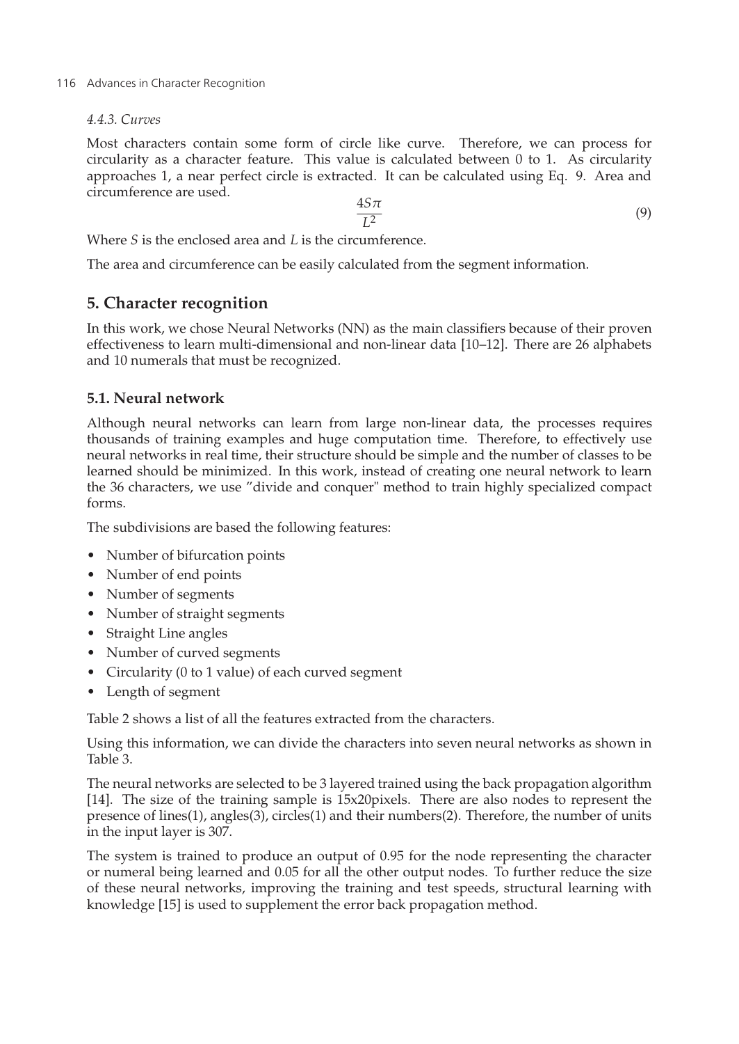#### *4.4.3. Curves*

Most characters contain some form of circle like curve. Therefore, we can process for circularity as a character feature. This value is calculated between 0 to 1. As circularity approaches 1, a near perfect circle is extracted. It can be calculated using Eq. 9. Area and circumference are used.

$$\frac{4S\pi}{L^2} \tag{9}$$

Where $S$ is the enclosed area and $L$ is the circumference.

The area and circumference can be easily calculated from the segment information.

## 5. Character recognition

In this work, we chose Neural Networks (NN) as the main classifiers because of their proven effectiveness to learn multi-dimensional and non-linear data [10–12]. There are 26 alphabets and 10 numerals that must be recognized.

### 5.1. Neural network

Although neural networks can learn from large non-linear data, the processes requires thousands of training examples and huge computation time. Therefore, to effectively use neural networks in real time, their structure should be simple and the number of classes to be learned should be minimized. In this work, instead of creating one neural network to learn the 36 characters, we use "divide and conquer" method to train highly specialized compact forms.

The subdivisions are based the following features:

- Number of bifurcation points
- Number of end points
- Number of segments
- Number of straight segments
- Straight Line angles
- Number of curved segments
- Circularity (0 to 1 value) of each curved segment
- Length of segment

Table 2 shows a list of all the features extracted from the characters.

Using this information, we can divide the characters into seven neural networks as shown in Table 3.

The neural networks are selected to be 3 layered trained using the back propagation algorithm [14]. The size of the training sample is 15x20pixels. There are also nodes to represent the presence of lines(1), angles(3), circles(1) and their numbers(2). Therefore, the number of units in the input layer is 307.

The system is trained to produce an output of 0.95 for the node representing the character or numeral being learned and 0.05 for all the other output nodes. To further reduce the size of these neural networks, improving the training and test speeds, structural learning with knowledge [15] is used to supplement the error back propagation method.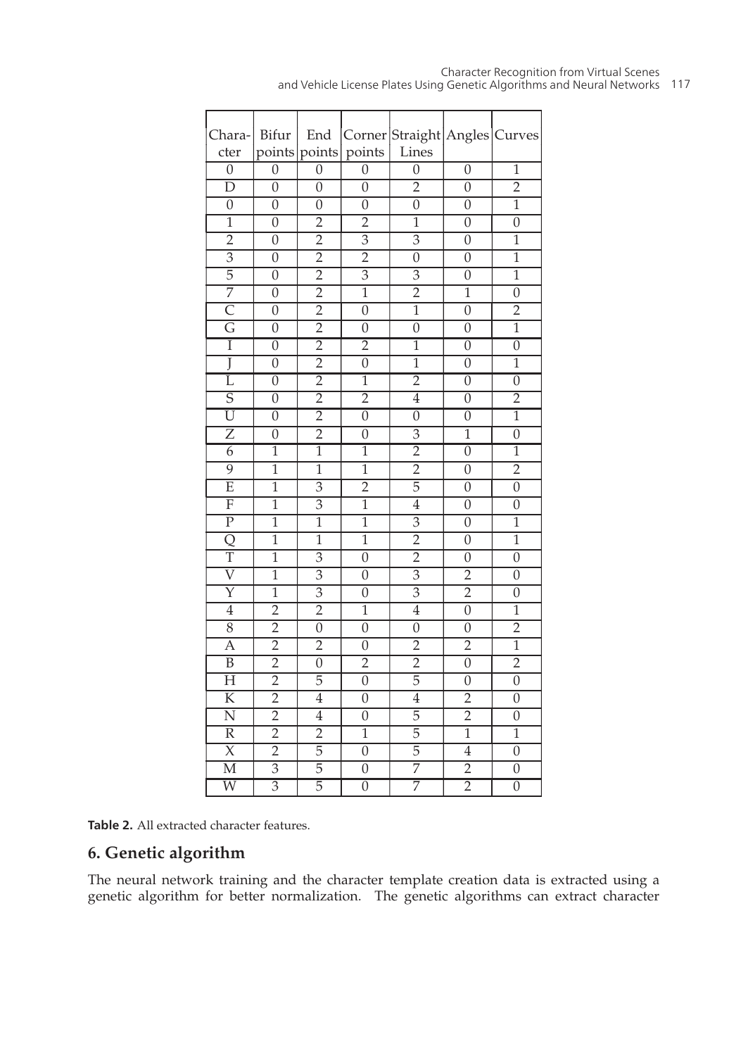| Chara-cter | Bifur points | End points | Corner points | Straight Lines | Angles | Curves |
|---|---|---|---|---|---|---|
| 0 | 0 | 0 | 0 | 0 | 0 | 1 |
| D | 0 | 0 | 0 | 2 | 0 | 2 |
| 0 | 0 | 0 | 0 | 0 | 0 | 1 |
| 1 | 0 | 2 | 2 | 1 | 0 | 0 |
| 2 | 0 | 2 | 3 | 3 | 0 | 1 |
| 3 | 0 | 2 | 2 | 0 | 0 | 1 |
| 5 | 0 | 2 | 3 | 3 | 0 | 1 |
| 7 | 0 | 2 | 1 | 2 | 1 | 0 |
| C | 0 | 2 | 0 | 1 | 0 | 2 |
| G | 0 | 2 | 0 | 0 | 0 | 1 |
| I | 0 | 2 | 2 | 1 | 0 | 0 |
| J | 0 | 2 | 0 | 1 | 0 | 1 |
| L | 0 | 2 | 1 | 2 | 0 | 0 |
| S | 0 | 2 | 2 | 4 | 0 | 2 |
| U | 0 | 2 | 0 | 0 | 0 | 1 |
| Z | 0 | 2 | 0 | 3 | 1 | 0 |
| 6 | 1 | 1 | 1 | 2 | 0 | 1 |
| 9 | 1 | 1 | 1 | 2 | 0 | 2 |
| E | 1 | 3 | 2 | 5 | 0 | 0 |
| F | 1 | 3 | 1 | 4 | 0 | 0 |
| P | 1 | 1 | 1 | 3 | 0 | 1 |
| Q | 1 | 1 | 1 | 2 | 0 | 1 |
| T | 1 | 3 | 0 | 2 | 0 | 0 |
| V | 1 | 3 | 0 | 3 | 2 | 0 |
| Y | 1 | 3 | 0 | 3 | 2 | 0 |
| 4 | 2 | 2 | 1 | 4 | 0 | 1 |
| 8 | 2 | 0 | 0 | 0 | 0 | 2 |
| A | 2 | 2 | 0 | 2 | 2 | 1 |
| B | 2 | 0 | 2 | 2 | 0 | 2 |
| H | 2 | 5 | 0 | 5 | 0 | 0 |
| K | 2 | 4 | 0 | 4 | 2 | 0 |
| N | 2 | 4 | 0 | 5 | 2 | 0 |
| R | 2 | 2 | 1 | 5 | 1 | 1 |
| X | 2 | 5 | 0 | 5 | 4 | 0 |
| M | 3 | 5 | 0 | 7 | 2 | 0 |
| W | 3 | 5 | 0 | 7 | 2 | 0 |

**Table 2.** All extracted character features.

## 6. Genetic algorithm

The neural network training and the character template creation data is extracted using a genetic algorithm for better normalization. The genetic algorithms can extract character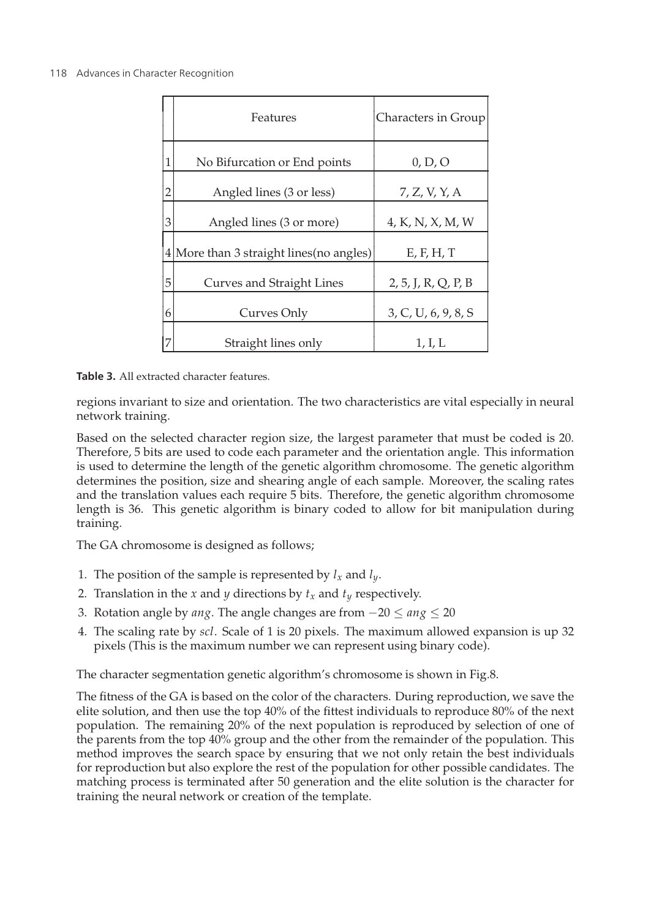| | Features | Characters in Group |
|---|---|---|
| 1 | No Bifurcation or End points | 0, D, O |
| 2 | Angled lines (3 or less) | 7, Z, V, Y, A |
| 3 | Angled lines (3 or more) | 4, K, N, X, M, W |
| 4 | More than 3 straight lines(no angles) | E, F, H, T |
| 5 | Curves and Straight Lines | 2, 5, J, R, Q, P, B |
| 6 | Curves Only | 3, C, U, 6, 9, 8, S |
| 7 | Straight lines only | 1, I, L |

**Table 3.** All extracted character features.

regions invariant to size and orientation. The two characteristics are vital especially in neural network training.

Based on the selected character region size, the largest parameter that must be coded is 20. Therefore, 5 bits are used to code each parameter and the orientation angle. This information is used to determine the length of the genetic algorithm chromosome. The genetic algorithm determines the position, size and shearing angle of each sample. Moreover, the scaling rates and the translation values each require 5 bits. Therefore, the genetic algorithm chromosome length is 36. This genetic algorithm is binary coded to allow for bit manipulation during training.

The GA chromosome is designed as follows;

1. The position of the sample is represented by $l_x$ and $l_y$.
2. Translation in the $x$ and $y$ directions by $t_x$ and $t_y$ respectively.
3. Rotation angle by $ang$. The angle changes are from $-20 \leq ang \leq 20$
4. The scaling rate by $scl$. Scale of 1 is 20 pixels. The maximum allowed expansion is up 32 pixels (This is the maximum number we can represent using binary code).

The character segmentation genetic algorithm's chromosome is shown in Fig.8.

The fitness of the GA is based on the color of the characters. During reproduction, we save the elite solution, and then use the top 40% of the fittest individuals to reproduce 80% of the next population. The remaining 20% of the next population is reproduced by selection of one of the parents from the top 40% group and the other from the remainder of the population. This method improves the search space by ensuring that we not only retain the best individuals for reproduction but also explore the rest of the population for other possible candidates. The matching process is terminated after 50 generation and the elite solution is the character for training the neural network or creation of the template.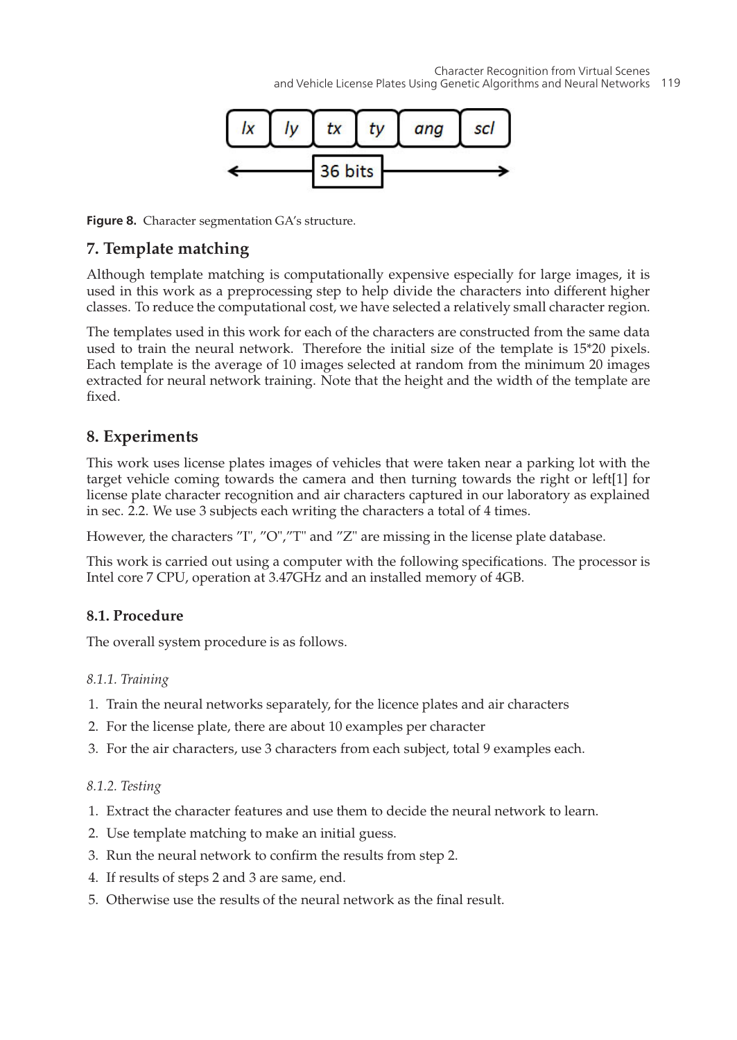| lx | ly | tx | ty | ang | scl |
|---|---|---|---|---|---|

36 bits

**Figure 8.** Character segmentation GA's structure.

## 7. Template matching

Although template matching is computationally expensive especially for large images, it is used in this work as a preprocessing step to help divide the characters into different higher classes. To reduce the computational cost, we have selected a relatively small character region.

The templates used in this work for each of the characters are constructed from the same data used to train the neural network. Therefore the initial size of the template is 15*20 pixels. Each template is the average of 10 images selected at random from the minimum 20 images extracted for neural network training. Note that the height and the width of the template are fixed.

## 8. Experiments

This work uses license plates images of vehicles that were taken near a parking lot with the target vehicle coming towards the camera and then turning towards the right or left[1] for license plate character recognition and air characters captured in our laboratory as explained in sec. 2.2. We use 3 subjects each writing the characters a total of 4 times.

However, the characters "I", "O","T" and "Z" are missing in the license plate database.

This work is carried out using a computer with the following specifications. The processor is Intel core 7 CPU, operation at 3.47GHz and an installed memory of 4GB.

### 8.1. Procedure

The overall system procedure is as follows.

#### *8.1.1. Training*

1. Train the neural networks separately, for the licence plates and air characters
2. For the license plate, there are about 10 examples per character
3. For the air characters, use 3 characters from each subject, total 9 examples each.

#### *8.1.2. Testing*

1. Extract the character features and use them to decide the neural network to learn.
2. Use template matching to make an initial guess.
3. Run the neural network to confirm the results from step 2.
4. If results of steps 2 and 3 are same, end.
5. Otherwise use the results of the neural network as the final result.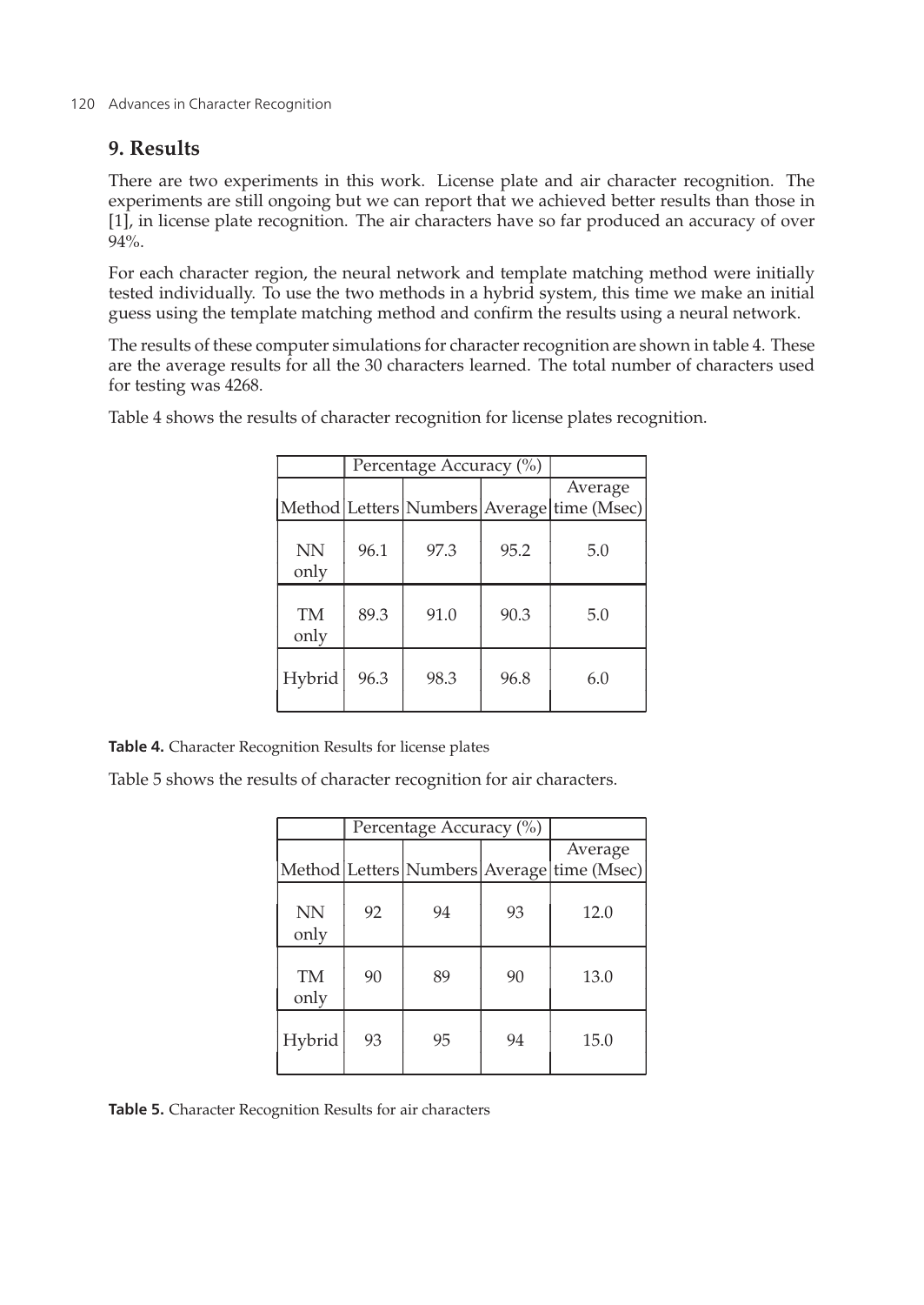## 9. Results

There are two experiments in this work. License plate and air character recognition. The experiments are still ongoing but we can report that we achieved better results than those in [1], in license plate recognition. The air characters have so far produced an accuracy of over 94%.

For each character region, the neural network and template matching method were initially tested individually. To use the two methods in a hybrid system, this time we make an initial guess using the template matching method and confirm the results using a neural network.

The results of these computer simulations for character recognition are shown in table 4. These are the average results for all the 30 characters learned. The total number of characters used for testing was 4268.

Table 4 shows the results of character recognition for license plates recognition.

| | Percentage Accuracy (%) | | | |
|---|---|---|---|---|
| Method | Letters | Numbers | Average | Average time (Msec) |
| NN only | 96.1 | 97.3 | 95.2 | 5.0 |
| TM only | 89.3 | 91.0 | 90.3 | 5.0 |
| Hybrid | 96.3 | 98.3 | 96.8 | 6.0 |

**Table 4.** Character Recognition Results for license plates

Table 5 shows the results of character recognition for air characters.

| | Percentage Accuracy (%) | | | |
|---|---|---|---|---|
| Method | Letters | Numbers | Average | Average time (Msec) |
| NN only | 92 | 94 | 93 | 12.0 |
| TM only | 90 | 89 | 90 | 13.0 |
| Hybrid | 93 | 95 | 94 | 15.0 |

**Table 5.** Character Recognition Results for air characters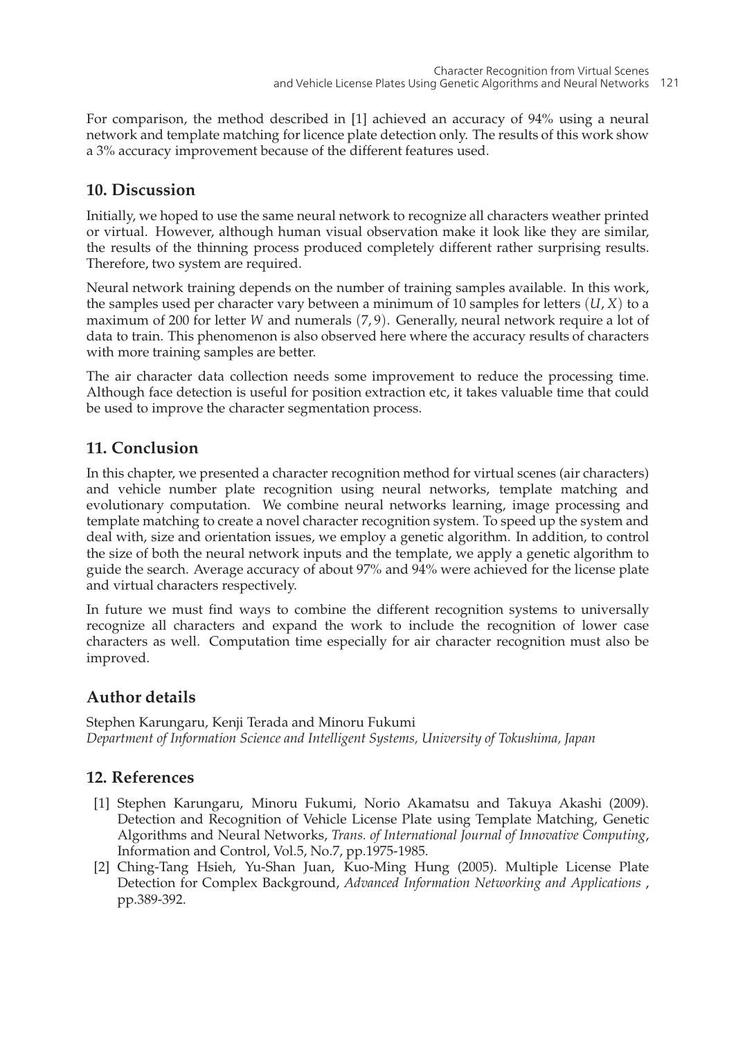For comparison, the method described in [1] achieved an accuracy of 94% using a neural network and template matching for licence plate detection only. The results of this work show a 3% accuracy improvement because of the different features used.

## 10. Discussion

Initially, we hoped to use the same neural network to recognize all characters weather printed or virtual. However, although human visual observation make it look like they are similar, the results of the thinning process produced completely different rather surprising results. Therefore, two system are required.

Neural network training depends on the number of training samples available. In this work, the samples used per character vary between a minimum of 10 samples for letters $(U, X)$ to a maximum of 200 for letter $W$ and numerals $(7, 9)$. Generally, neural network require a lot of data to train. This phenomenon is also observed here where the accuracy results of characters with more training samples are better.

The air character data collection needs some improvement to reduce the processing time. Although face detection is useful for position extraction etc, it takes valuable time that could be used to improve the character segmentation process.

## 11. Conclusion

In this chapter, we presented a character recognition method for virtual scenes (air characters) and vehicle number plate recognition using neural networks, template matching and evolutionary computation. We combine neural networks learning, image processing and template matching to create a novel character recognition system. To speed up the system and deal with, size and orientation issues, we employ a genetic algorithm. In addition, to control the size of both the neural network inputs and the template, we apply a genetic algorithm to guide the search. Average accuracy of about 97% and 94% were achieved for the license plate and virtual characters respectively.

In future we must find ways to combine the different recognition systems to universally recognize all characters and expand the work to include the recognition of lower case characters as well. Computation time especially for air character recognition must also be improved.

## Author details

Stephen Karungaru, Kenji Terada and Minoru Fukumi
*Department of Information Science and Intelligent Systems, University of Tokushima, Japan*

## 12. References

[1] Stephen Karungaru, Minoru Fukumi, Norio Akamatsu and Takuya Akashi (2009). Detection and Recognition of Vehicle License Plate using Template Matching, Genetic Algorithms and Neural Networks, *Trans. of International Journal of Innovative Computing*, Information and Control, Vol.5, No.7, pp.1975-1985.

[2] Ching-Tang Hsieh, Yu-Shan Juan, Kuo-Ming Hung (2005). Multiple License Plate Detection for Complex Background, *Advanced Information Networking and Applications* , pp.389-392.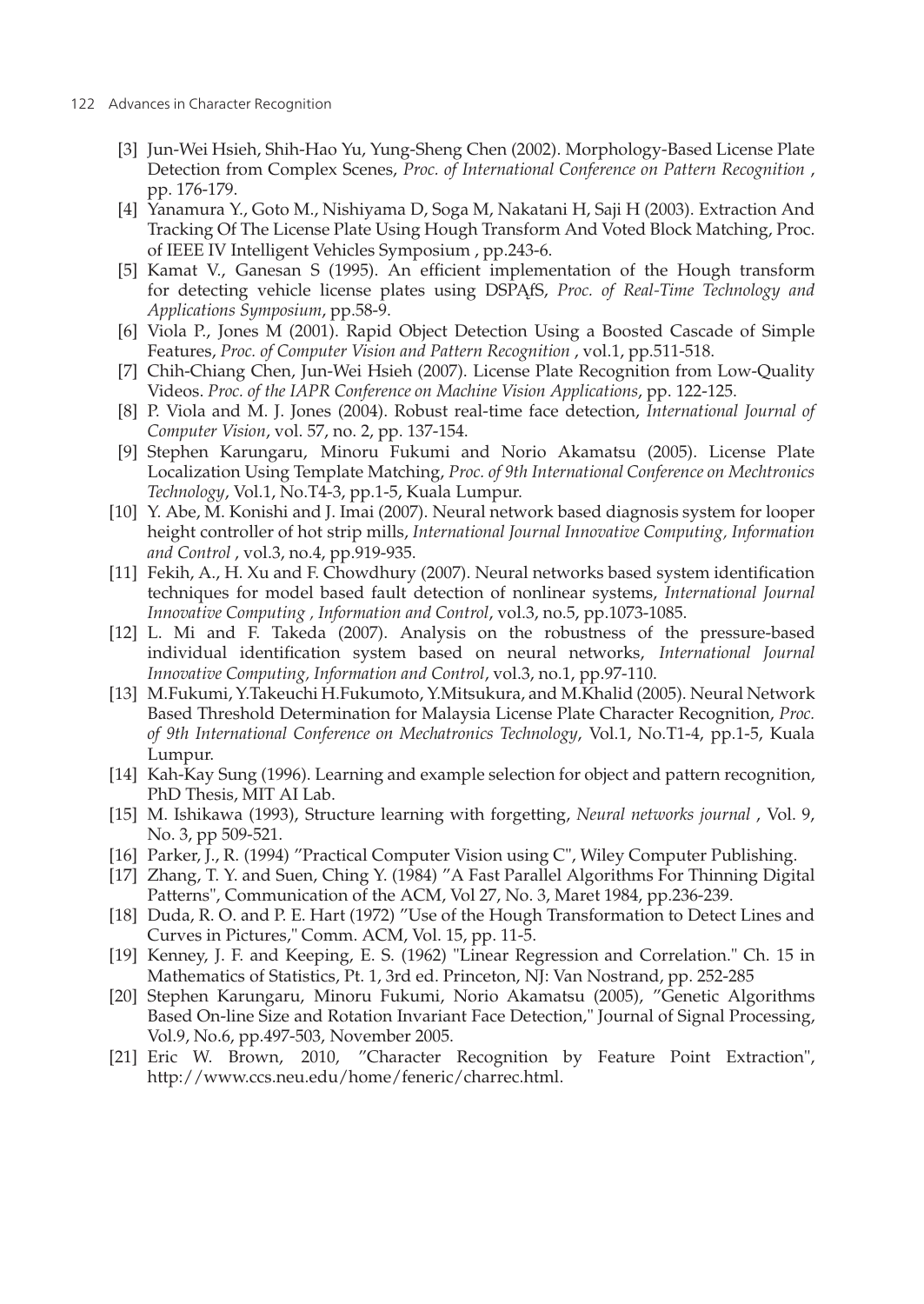[3] Jun-Wei Hsieh, Shih-Hao Yu, Yung-Sheng Chen (2002). Morphology-Based License Plate Detection from Complex Scenes, *Proc. of International Conference on Pattern Recognition* , pp. 176-179.

[4] Yanamura Y., Goto M., Nishiyama D, Soga M, Nakatani H, Saji H (2003). Extraction And Tracking Of The License Plate Using Hough Transform And Voted Block Matching, Proc. of IEEE IV Intelligent Vehicles Symposium , pp.243-6.

[5] Kamat V., Ganesan S (1995). An efficient implementation of the Hough transform for detecting vehicle license plates using DSPĄfS, *Proc. of Real-Time Technology and Applications Symposium*, pp.58-9.

[6] Viola P., Jones M (2001). Rapid Object Detection Using a Boosted Cascade of Simple Features, *Proc. of Computer Vision and Pattern Recognition* , vol.1, pp.511-518.

[7] Chih-Chiang Chen, Jun-Wei Hsieh (2007). License Plate Recognition from Low-Quality Videos. *Proc. of the IAPR Conference on Machine Vision Applications*, pp. 122-125.

[8] P. Viola and M. J. Jones (2004). Robust real-time face detection, *International Journal of Computer Vision*, vol. 57, no. 2, pp. 137-154.

[9] Stephen Karungaru, Minoru Fukumi and Norio Akamatsu (2005). License Plate Localization Using Template Matching, *Proc. of 9th International Conference on Mechtronics Technology*, Vol.1, No.T4-3, pp.1-5, Kuala Lumpur.

[10] Y. Abe, M. Konishi and J. Imai (2007). Neural network based diagnosis system for looper height controller of hot strip mills, *International Journal Innovative Computing, Information and Control* , vol.3, no.4, pp.919-935.

[11] Fekih, A., H. Xu and F. Chowdhury (2007). Neural networks based system identification techniques for model based fault detection of nonlinear systems, *International Journal Innovative Computing , Information and Control*, vol.3, no.5, pp.1073-1085.

[12] L. Mi and F. Takeda (2007). Analysis on the robustness of the pressure-based individual identification system based on neural networks, *International Journal Innovative Computing, Information and Control*, vol.3, no.1, pp.97-110.

[13] M.Fukumi, Y.Takeuchi H.Fukumoto, Y.Mitsukura, and M.Khalid (2005). Neural Network Based Threshold Determination for Malaysia License Plate Character Recognition, *Proc. of 9th International Conference on Mechatronics Technology*, Vol.1, No.T1-4, pp.1-5, Kuala Lumpur.

[14] Kah-Kay Sung (1996). Learning and example selection for object and pattern recognition, PhD Thesis, MIT AI Lab.

[15] M. Ishikawa (1993), Structure learning with forgetting, *Neural networks journal* , Vol. 9, No. 3, pp 509-521.

[16] Parker, J., R. (1994) "Practical Computer Vision using C", Wiley Computer Publishing.

[17] Zhang, T. Y. and Suen, Ching Y. (1984) "A Fast Parallel Algorithms For Thinning Digital Patterns", Communication of the ACM, Vol 27, No. 3, Maret 1984, pp.236-239.

[18] Duda, R. O. and P. E. Hart (1972) "Use of the Hough Transformation to Detect Lines and Curves in Pictures," Comm. ACM, Vol. 15, pp. 11-5.

[19] Kenney, J. F. and Keeping, E. S. (1962) "Linear Regression and Correlation." Ch. 15 in Mathematics of Statistics, Pt. 1, 3rd ed. Princeton, NJ: Van Nostrand, pp. 252-285

[20] Stephen Karungaru, Minoru Fukumi, Norio Akamatsu (2005), "Genetic Algorithms Based On-line Size and Rotation Invariant Face Detection," Journal of Signal Processing, Vol.9, No.6, pp.497-503, November 2005.

[21] Eric W. Brown, 2010, "Character Recognition by Feature Point Extraction", http://www.ccs.neu.edu/home/feneric/charrec.html.